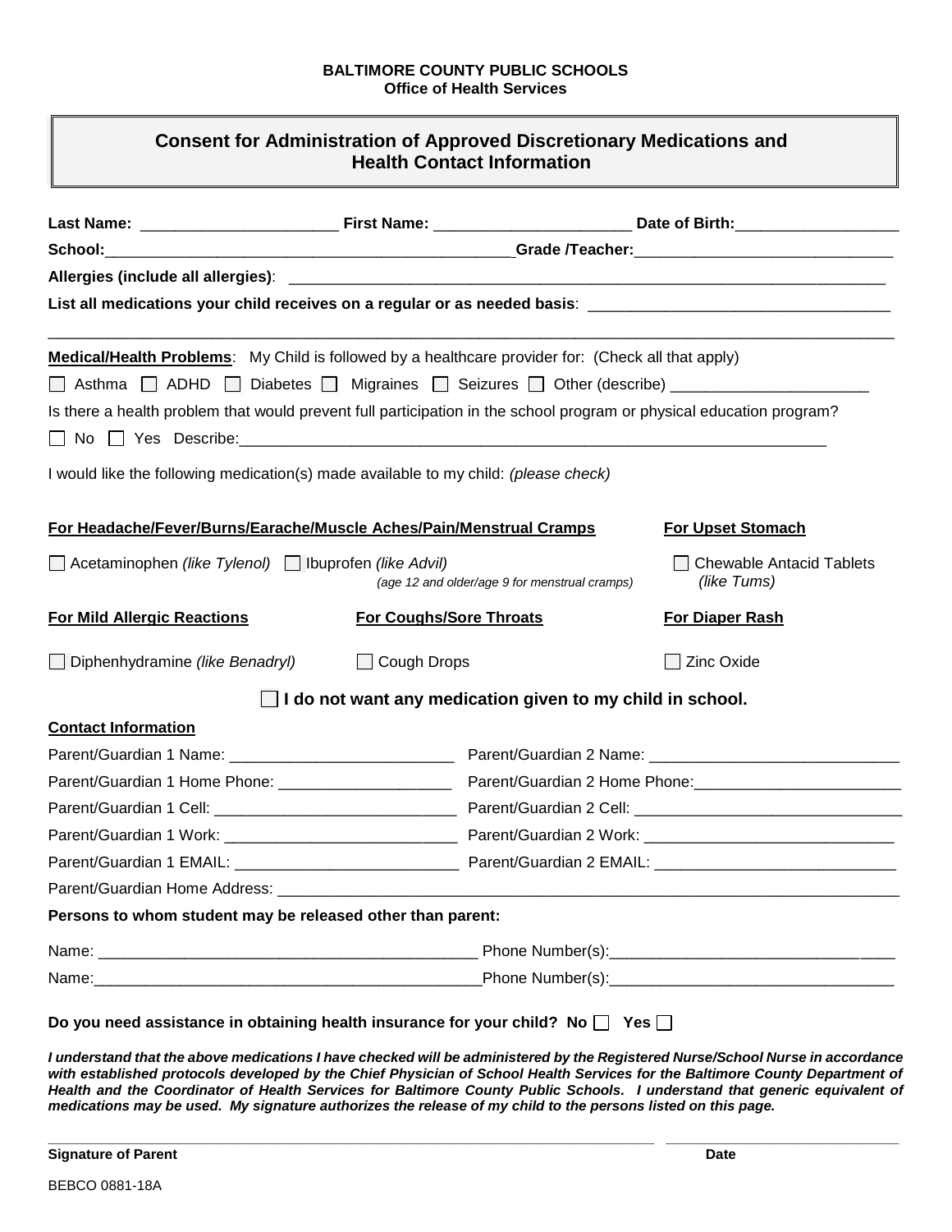**BALTIMORE COUNTY PUBLIC SCHOOLS**
**Office of Health Services**

## Consent for Administration of Approved Discretionary Medications and Health Contact Information

**Last Name:** ______________________ **First Name:** ______________________ **Date of Birth:**___________________

**School:**_______________________________________________**Grade /Teacher:**______________________________

**Allergies (include all allergies)**: ______________________________________________________________________

**List all medications your child receives on a regular or as needed basis**: __________________________________

______________________________________________________________________________________________

**Medical/Health Problems**: My Child is followed by a healthcare provider for: (Check all that apply)

☐ Asthma ☐ ADHD ☐ Diabetes ☐ Migraines ☐ Seizures ☐ Other (describe) ______________________

Is there a health problem that would prevent full participation in the school program or physical education program?

☐ No ☐ Yes Describe:______________________________________________________________________

I would like the following medication(s) made available to my child: *(please check)*

**For Headache/Fever/Burns/Earache/Muscle Aches/Pain/Menstrual Cramps**

☐ Acetaminophen *(like Tylenol)* ☐ Ibuprofen *(like Advil)* *(age 12 and older/age 9 for menstrual cramps)*

**For Upset Stomach**

☐ Chewable Antacid Tablets *(like Tums)*

**For Mild Allergic Reactions**

☐ Diphenhydramine *(like Benadryl)*

**For Coughs/Sore Throats**

☐ Cough Drops

**For Diaper Rash**

☐ Zinc Oxide

☐ **I do not want any medication given to my child in school.**

**Contact Information**

Parent/Guardian 1 Name: __________________________ Parent/Guardian 2 Name: _____________________________

Parent/Guardian 1 Home Phone: ____________________ Parent/Guardian 2 Home Phone:________________________

Parent/Guardian 1 Cell: ____________________________ Parent/Guardian 2 Cell: _______________________________

Parent/Guardian 1 Work: ___________________________ Parent/Guardian 2 Work: _____________________________

Parent/Guardian 1 EMAIL: __________________________ Parent/Guardian 2 EMAIL: ____________________________

Parent/Guardian Home Address: ____________________________________________________________________

**Persons to whom student may be released other than parent:**

Name: ____________________________________________ Phone Number(s):_______________________________

Name:_____________________________________________Phone Number(s):________________________________

**Do you need assistance in obtaining health insurance for your child? No ☐ Yes ☐**

***I understand that the above medications I have checked will be administered by the Registered Nurse/School Nurse in accordance with established protocols developed by the Chief Physician of School Health Services for the Baltimore County Department of Health and the Coordinator of Health Services for Baltimore County Public Schools. I understand that generic equivalent of medications may be used. My signature authorizes the release of my child to the persons listed on this page.***

_________________________________________________________________________ ____________________________

**Signature of Parent** **Date**

BEBCO 0881-18A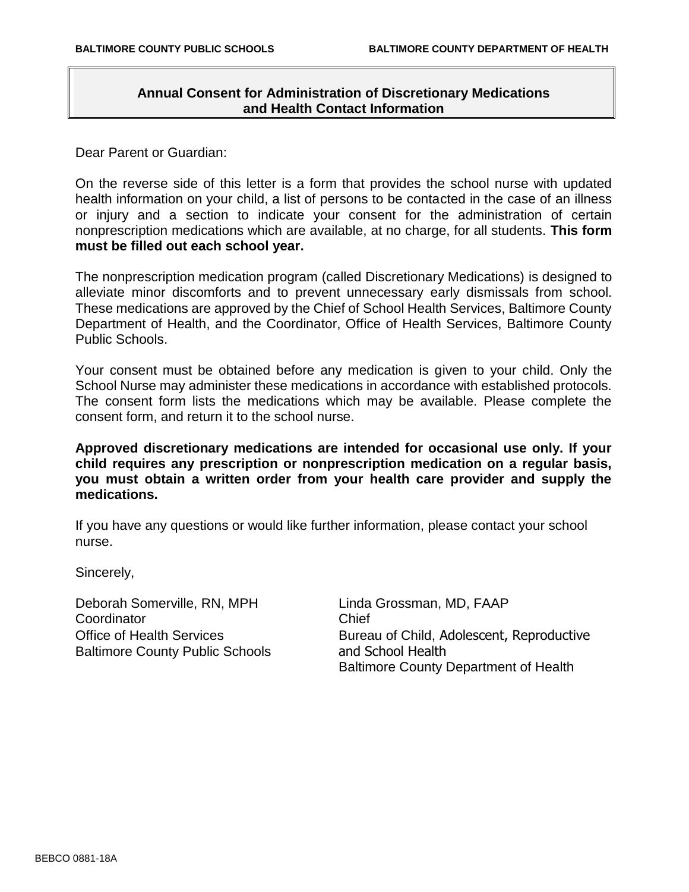BALTIMORE COUNTY PUBLIC SCHOOLS — BALTIMORE COUNTY DEPARTMENT OF HEALTH

## Annual Consent for Administration of Discretionary Medications and Health Contact Information

Dear Parent or Guardian:

On the reverse side of this letter is a form that provides the school nurse with updated health information on your child, a list of persons to be contacted in the case of an illness or injury and a section to indicate your consent for the administration of certain nonprescription medications which are available, at no charge, for all students. **This form must be filled out each school year.**

The nonprescription medication program (called Discretionary Medications) is designed to alleviate minor discomforts and to prevent unnecessary early dismissals from school. These medications are approved by the Chief of School Health Services, Baltimore County Department of Health, and the Coordinator, Office of Health Services, Baltimore County Public Schools.

Your consent must be obtained before any medication is given to your child. Only the School Nurse may administer these medications in accordance with established protocols. The consent form lists the medications which may be available. Please complete the consent form, and return it to the school nurse.

**Approved discretionary medications are intended for occasional use only. If your child requires any prescription or nonprescription medication on a regular basis, you must obtain a written order from your health care provider and supply the medications.**

If you have any questions or would like further information, please contact your school nurse.

Sincerely,

Deborah Somerville, RN, MPH
Coordinator
Office of Health Services
Baltimore County Public Schools

Linda Grossman, MD, FAAP
Chief
Bureau of Child, Adolescent, Reproductive and School Health
Baltimore County Department of Health

BEBCO 0881-18A